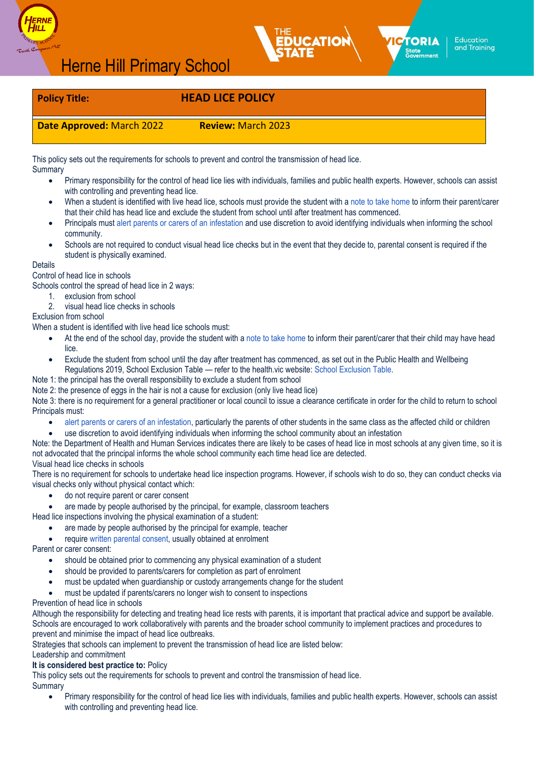Herne Hill Primary School

| Policy Title: | HEAD LICE POLICY |
| --- | --- |
| **Date Approved:** March 2022 | **Review:** March 2023 |

This policy sets out the requirements for schools to prevent and control the transmission of head lice.

Summary

- Primary responsibility for the control of head lice lies with individuals, families and public health experts. However, schools can assist with controlling and preventing head lice.
- When a student is identified with live head lice, schools must provide the student with a note to take home to inform their parent/carer that their child has head lice and exclude the student from school until after treatment has commenced.
- Principals must alert parents or carers of an infestation and use discretion to avoid identifying individuals when informing the school community.
- Schools are not required to conduct visual head lice checks but in the event that they decide to, parental consent is required if the student is physically examined.

Details

Control of head lice in schools

Schools control the spread of head lice in 2 ways:

1. exclusion from school
2. visual head lice checks in schools

Exclusion from school

When a student is identified with live head lice schools must:

- At the end of the school day, provide the student with a note to take home to inform their parent/carer that their child may have head lice.
- Exclude the student from school until the day after treatment has commenced, as set out in the Public Health and Wellbeing Regulations 2019, School Exclusion Table — refer to the health.vic website: School Exclusion Table.

Note 1: the principal has the overall responsibility to exclude a student from school

Note 2: the presence of eggs in the hair is not a cause for exclusion (only live head lice)

Note 3: there is no requirement for a general practitioner or local council to issue a clearance certificate in order for the child to return to school

Principals must:

- alert parents or carers of an infestation, particularly the parents of other students in the same class as the affected child or children
- use discretion to avoid identifying individuals when informing the school community about an infestation

Note: the Department of Health and Human Services indicates there are likely to be cases of head lice in most schools at any given time, so it is not advocated that the principal informs the whole school community each time head lice are detected.

Visual head lice checks in schools

There is no requirement for schools to undertake head lice inspection programs. However, if schools wish to do so, they can conduct checks via visual checks only without physical contact which:

- do not require parent or carer consent
- are made by people authorised by the principal, for example, classroom teachers

Head lice inspections involving the physical examination of a student:

- are made by people authorised by the principal for example, teacher
- require written parental consent, usually obtained at enrolment

Parent or carer consent:

- should be obtained prior to commencing any physical examination of a student
- should be provided to parents/carers for completion as part of enrolment
- must be updated when guardianship or custody arrangements change for the student
- must be updated if parents/carers no longer wish to consent to inspections

Prevention of head lice in schools

Although the responsibility for detecting and treating head lice rests with parents, it is important that practical advice and support be available. Schools are encouraged to work collaboratively with parents and the broader school community to implement practices and procedures to prevent and minimise the impact of head lice outbreaks.

Strategies that schools can implement to prevent the transmission of head lice are listed below:

Leadership and commitment

**It is considered best practice to:** Policy

This policy sets out the requirements for schools to prevent and control the transmission of head lice.

Summary

- Primary responsibility for the control of head lice lies with individuals, families and public health experts. However, schools can assist with controlling and preventing head lice.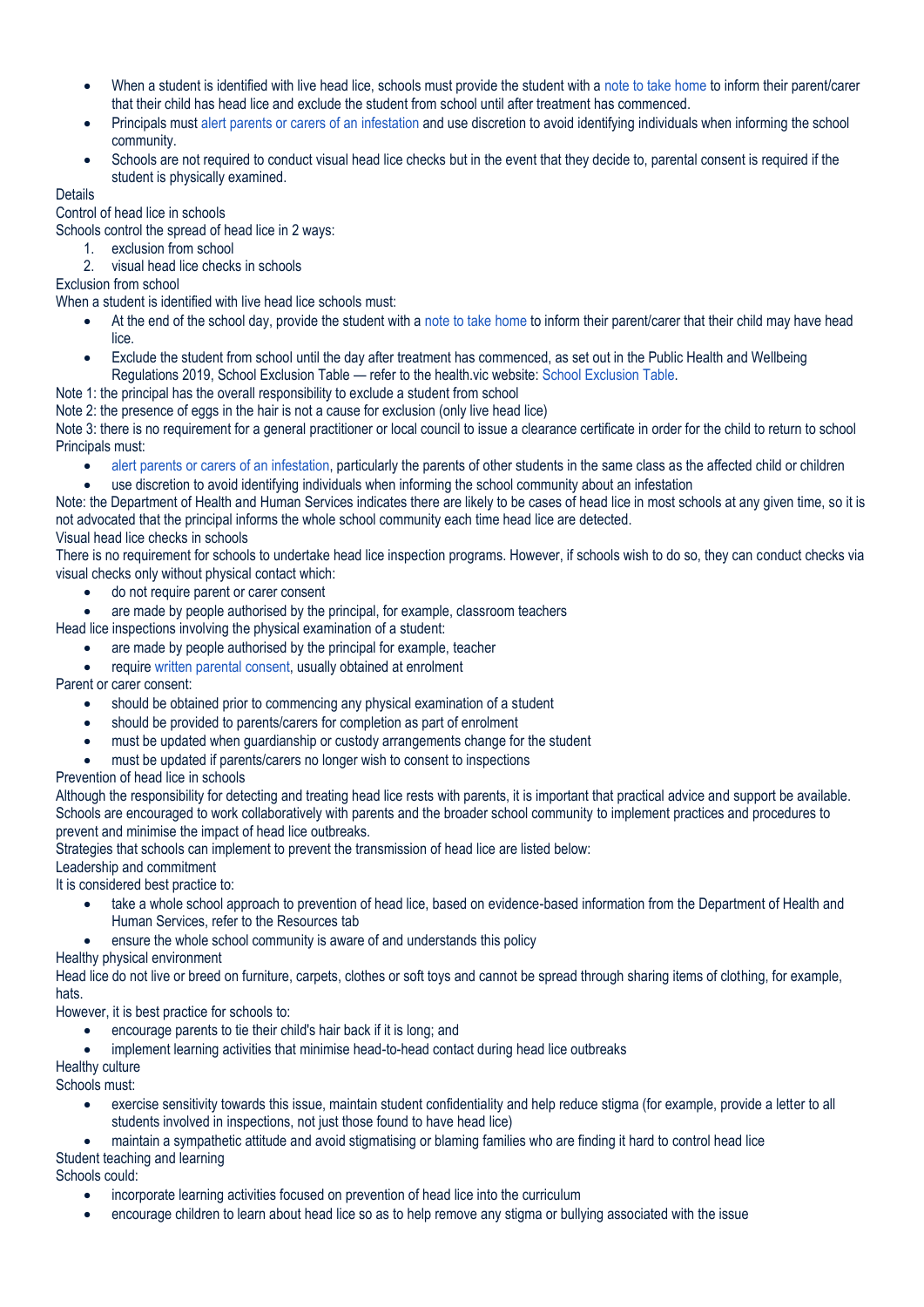- When a student is identified with live head lice, schools must provide the student with a note to take home to inform their parent/carer that their child has head lice and exclude the student from school until after treatment has commenced.
- Principals must alert parents or carers of an infestation and use discretion to avoid identifying individuals when informing the school community.
- Schools are not required to conduct visual head lice checks but in the event that they decide to, parental consent is required if the student is physically examined.

## Details

### Control of head lice in schools

Schools control the spread of head lice in 2 ways:

1. exclusion from school
2. visual head lice checks in schools

### Exclusion from school

When a student is identified with live head lice schools must:

- At the end of the school day, provide the student with a note to take home to inform their parent/carer that their child may have head lice.
- Exclude the student from school until the day after treatment has commenced, as set out in the Public Health and Wellbeing Regulations 2019, School Exclusion Table — refer to the health.vic website: School Exclusion Table.

Note 1: the principal has the overall responsibility to exclude a student from school

Note 2: the presence of eggs in the hair is not a cause for exclusion (only live head lice)

Note 3: there is no requirement for a general practitioner or local council to issue a clearance certificate in order for the child to return to school

Principals must:

- alert parents or carers of an infestation, particularly the parents of other students in the same class as the affected child or children
- use discretion to avoid identifying individuals when informing the school community about an infestation

Note: the Department of Health and Human Services indicates there are likely to be cases of head lice in most schools at any given time, so it is not advocated that the principal informs the whole school community each time head lice are detected.

### Visual head lice checks in schools

There is no requirement for schools to undertake head lice inspection programs. However, if schools wish to do so, they can conduct checks via visual checks only without physical contact which:

- do not require parent or carer consent
- are made by people authorised by the principal, for example, classroom teachers

Head lice inspections involving the physical examination of a student:

- are made by people authorised by the principal for example, teacher
- require written parental consent, usually obtained at enrolment

Parent or carer consent:

- should be obtained prior to commencing any physical examination of a student
- should be provided to parents/carers for completion as part of enrolment
- must be updated when guardianship or custody arrangements change for the student
- must be updated if parents/carers no longer wish to consent to inspections

### Prevention of head lice in schools

Although the responsibility for detecting and treating head lice rests with parents, it is important that practical advice and support be available. Schools are encouraged to work collaboratively with parents and the broader school community to implement practices and procedures to prevent and minimise the impact of head lice outbreaks.

Strategies that schools can implement to prevent the transmission of head lice are listed below:

#### Leadership and commitment

It is considered best practice to:

- take a whole school approach to prevention of head lice, based on evidence-based information from the Department of Health and Human Services, refer to the Resources tab
- ensure the whole school community is aware of and understands this policy

#### Healthy physical environment

Head lice do not live or breed on furniture, carpets, clothes or soft toys and cannot be spread through sharing items of clothing, for example, hats.

However, it is best practice for schools to:

- encourage parents to tie their child's hair back if it is long; and
- implement learning activities that minimise head-to-head contact during head lice outbreaks

#### Healthy culture

Schools must:

- exercise sensitivity towards this issue, maintain student confidentiality and help reduce stigma (for example, provide a letter to all students involved in inspections, not just those found to have head lice)
- maintain a sympathetic attitude and avoid stigmatising or blaming families who are finding it hard to control head lice

#### Student teaching and learning

Schools could:

- incorporate learning activities focused on prevention of head lice into the curriculum
- encourage children to learn about head lice so as to help remove any stigma or bullying associated with the issue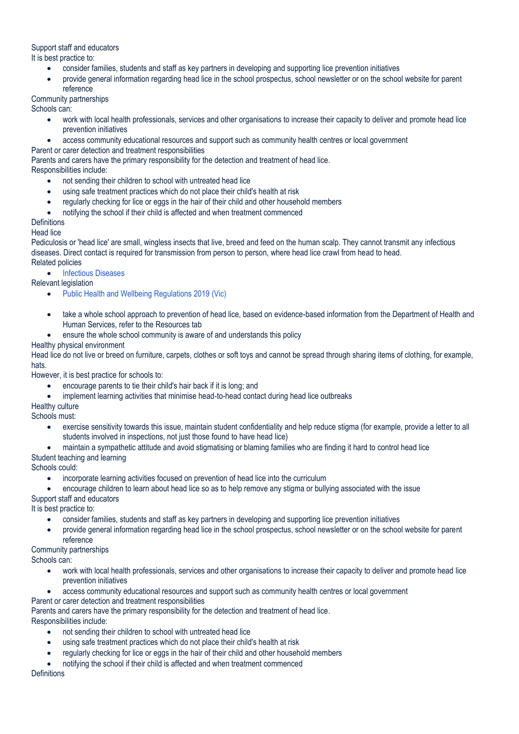Support staff and educators

It is best practice to:

- consider families, students and staff as key partners in developing and supporting lice prevention initiatives
- provide general information regarding head lice in the school prospectus, school newsletter or on the school website for parent reference

Community partnerships

Schools can:

- work with local health professionals, services and other organisations to increase their capacity to deliver and promote head lice prevention initiatives
- access community educational resources and support such as community health centres or local government

Parent or carer detection and treatment responsibilities

Parents and carers have the primary responsibility for the detection and treatment of head lice.

Responsibilities include:

- not sending their children to school with untreated head lice
- using safe treatment practices which do not place their child's health at risk
- regularly checking for lice or eggs in the hair of their child and other household members
- notifying the school if their child is affected and when treatment commenced

Definitions

Head lice

Pediculosis or 'head lice' are small, wingless insects that live, breed and feed on the human scalp. They cannot transmit any infectious diseases. Direct contact is required for transmission from person to person, where head lice crawl from head to head.

Related policies

- Infectious Diseases

Relevant legislation

- Public Health and Wellbeing Regulations 2019 (Vic)

- take a whole school approach to prevention of head lice, based on evidence-based information from the Department of Health and Human Services, refer to the Resources tab
- ensure the whole school community is aware of and understands this policy

Healthy physical environment

Head lice do not live or breed on furniture, carpets, clothes or soft toys and cannot be spread through sharing items of clothing, for example, hats.

However, it is best practice for schools to:

- encourage parents to tie their child's hair back if it is long; and
- implement learning activities that minimise head-to-head contact during head lice outbreaks

Healthy culture

Schools must:

- exercise sensitivity towards this issue, maintain student confidentiality and help reduce stigma (for example, provide a letter to all students involved in inspections, not just those found to have head lice)
- maintain a sympathetic attitude and avoid stigmatising or blaming families who are finding it hard to control head lice

Student teaching and learning

Schools could:

- incorporate learning activities focused on prevention of head lice into the curriculum
- encourage children to learn about head lice so as to help remove any stigma or bullying associated with the issue

Support staff and educators

It is best practice to:

- consider families, students and staff as key partners in developing and supporting lice prevention initiatives
- provide general information regarding head lice in the school prospectus, school newsletter or on the school website for parent reference

Community partnerships

Schools can:

- work with local health professionals, services and other organisations to increase their capacity to deliver and promote head lice prevention initiatives
- access community educational resources and support such as community health centres or local government

Parent or carer detection and treatment responsibilities

Parents and carers have the primary responsibility for the detection and treatment of head lice.

Responsibilities include:

- not sending their children to school with untreated head lice
- using safe treatment practices which do not place their child's health at risk
- regularly checking for lice or eggs in the hair of their child and other household members
- notifying the school if their child is affected and when treatment commenced

Definitions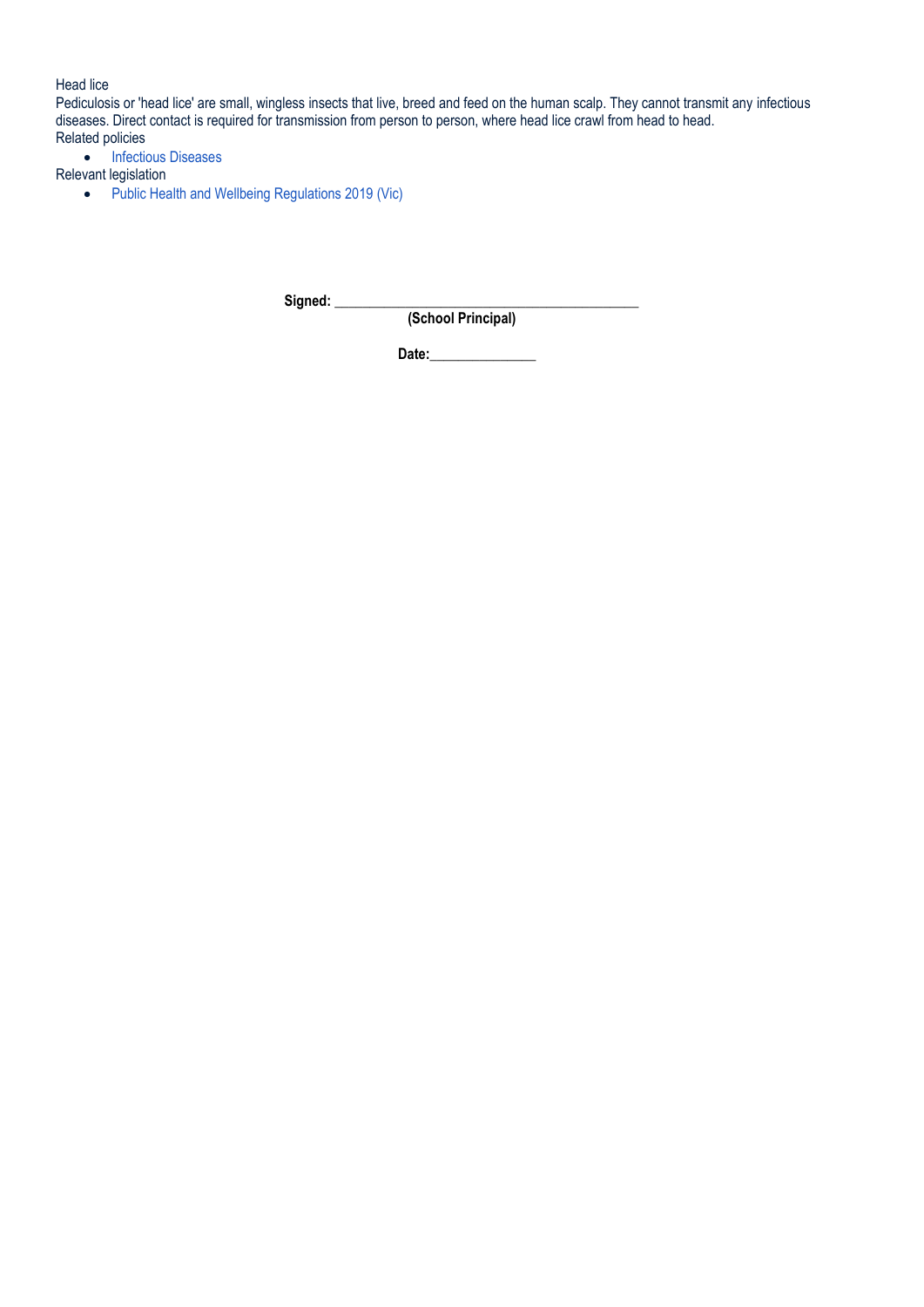Head lice

Pediculosis or 'head lice' are small, wingless insects that live, breed and feed on the human scalp. They cannot transmit any infectious diseases. Direct contact is required for transmission from person to person, where head lice crawl from head to head.

Related policies

- Infectious Diseases

Relevant legislation

- Public Health and Wellbeing Regulations 2019 (Vic)

**Signed:** ________________________________________

**(School Principal)**

**Date:**______________